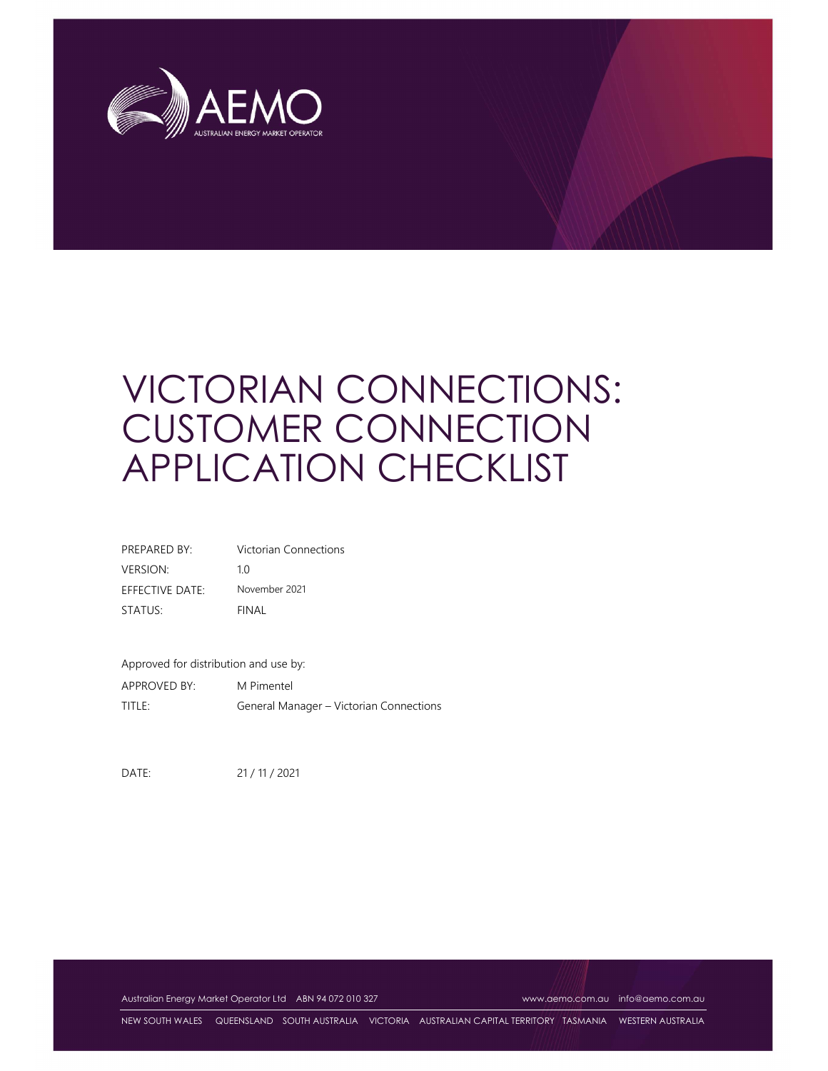# VICTORIAN CONNECTIONS: CUSTOMER CONNECTION APPLICATION CHECKLIST

| | |
|---|---|
| PREPARED BY: | Victorian Connections |
| VERSION: | 1.0 |
| EFFECTIVE DATE: | November 2021 |
| STATUS: | FINAL |

Approved for distribution and use by:

| | |
|---|---|
| APPROVED BY: | M Pimentel |
| TITLE: | General Manager – Victorian Connections |

DATE: 21 / 11 / 2021

Australian Energy Market Operator Ltd ABN 94 072 010 327 www.aemo.com.au info@aemo.com.au

NEW SOUTH WALES QUEENSLAND SOUTH AUSTRALIA VICTORIA AUSTRALIAN CAPITAL TERRITORY TASMANIA WESTERN AUSTRALIA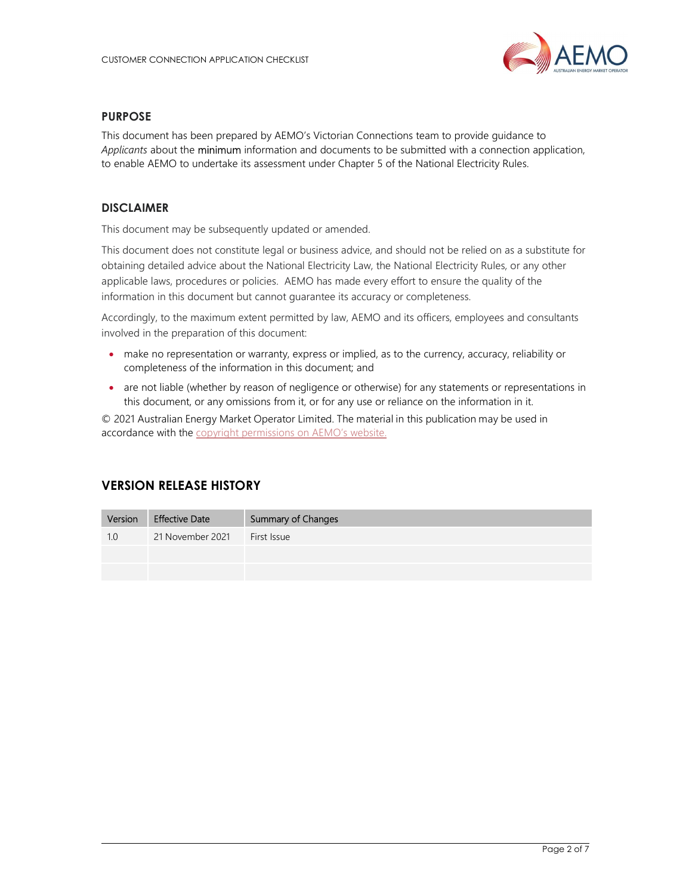## PURPOSE

This document has been prepared by AEMO's Victorian Connections team to provide guidance to *Applicants* about the minimum information and documents to be submitted with a connection application, to enable AEMO to undertake its assessment under Chapter 5 of the National Electricity Rules.

## DISCLAIMER

This document may be subsequently updated or amended.

This document does not constitute legal or business advice, and should not be relied on as a substitute for obtaining detailed advice about the National Electricity Law, the National Electricity Rules, or any other applicable laws, procedures or policies. AEMO has made every effort to ensure the quality of the information in this document but cannot guarantee its accuracy or completeness.

Accordingly, to the maximum extent permitted by law, AEMO and its officers, employees and consultants involved in the preparation of this document:

- make no representation or warranty, express or implied, as to the currency, accuracy, reliability or completeness of the information in this document; and
- are not liable (whether by reason of negligence or otherwise) for any statements or representations in this document, or any omissions from it, or for any use or reliance on the information in it.

© 2021 Australian Energy Market Operator Limited. The material in this publication may be used in accordance with the copyright permissions on AEMO's website.

## VERSION RELEASE HISTORY

| Version | Effective Date | Summary of Changes |
| --- | --- | --- |
| 1.0 | 21 November 2021 | First Issue |
| | | |
| | | |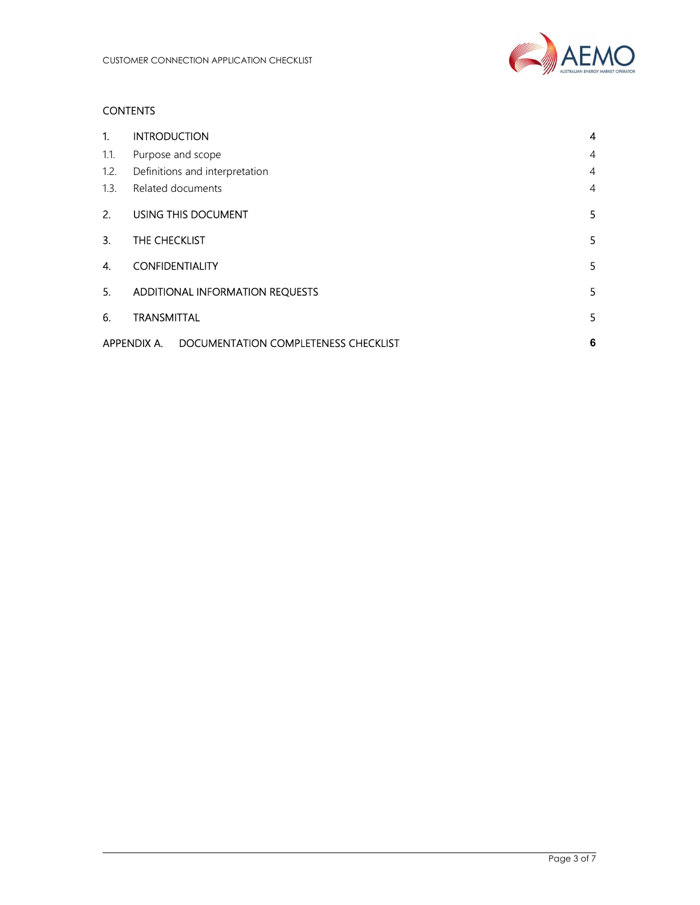CONTENTS

| | | |
|---|---|---|
| 1. | INTRODUCTION | 4 |
| 1.1. | Purpose and scope | 4 |
| 1.2. | Definitions and interpretation | 4 |
| 1.3. | Related documents | 4 |
| 2. | USING THIS DOCUMENT | 5 |
| 3. | THE CHECKLIST | 5 |
| 4. | CONFIDENTIALITY | 5 |
| 5. | ADDITIONAL INFORMATION REQUESTS | 5 |
| 6. | TRANSMITTAL | 5 |
| APPENDIX A. | DOCUMENTATION COMPLETENESS CHECKLIST | 6 |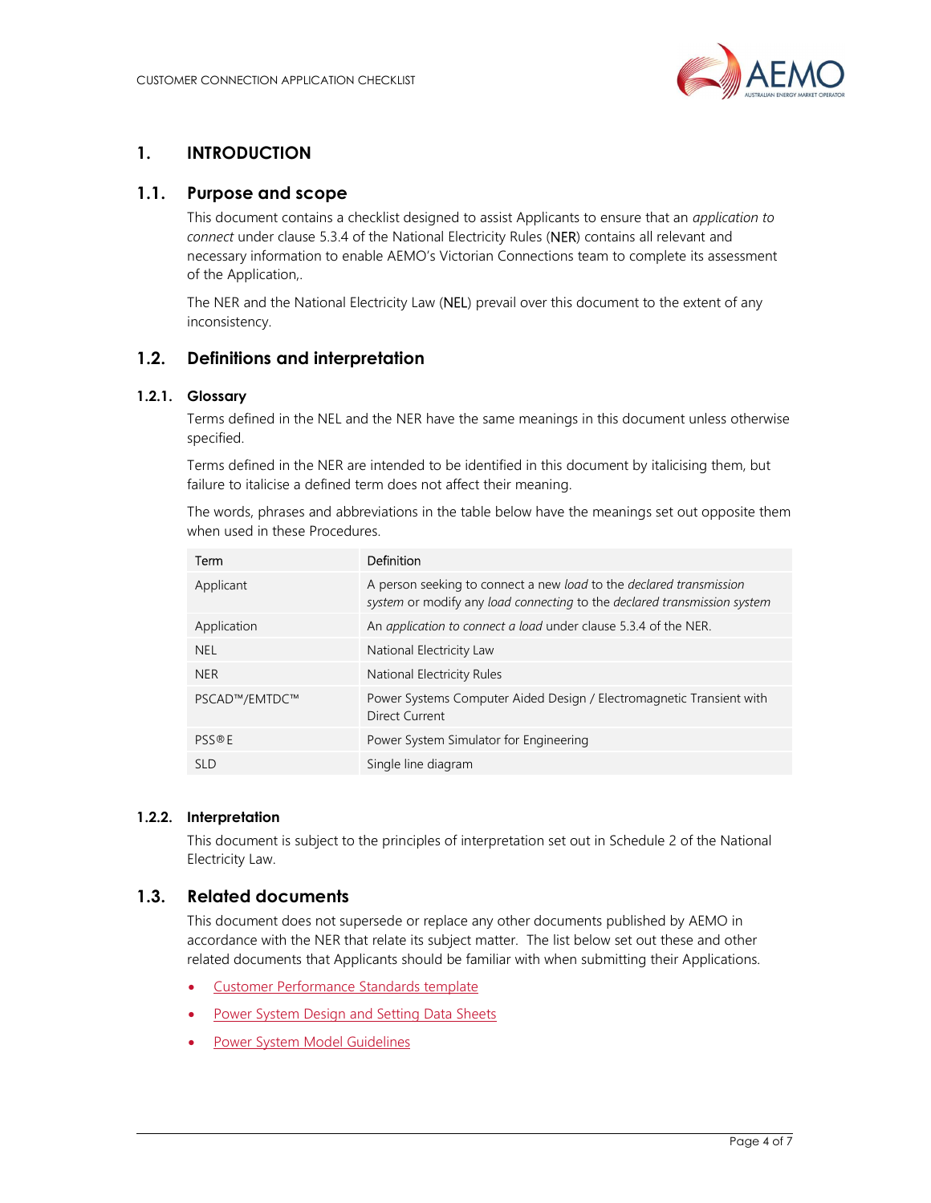# 1. INTRODUCTION

## 1.1. Purpose and scope

This document contains a checklist designed to assist Applicants to ensure that an *application to connect* under clause 5.3.4 of the National Electricity Rules (NER) contains all relevant and necessary information to enable AEMO's Victorian Connections team to complete its assessment of the Application,.

The NER and the National Electricity Law (NEL) prevail over this document to the extent of any inconsistency.

## 1.2. Definitions and interpretation

### 1.2.1. Glossary

Terms defined in the NEL and the NER have the same meanings in this document unless otherwise specified.

Terms defined in the NER are intended to be identified in this document by italicising them, but failure to italicise a defined term does not affect their meaning.

The words, phrases and abbreviations in the table below have the meanings set out opposite them when used in these Procedures.

| Term | Definition |
| --- | --- |
| Applicant | A person seeking to connect a new *load* to the *declared transmission system* or modify any *load connecting* to the *declared transmission system* |
| Application | An *application to connect a load* under clause 5.3.4 of the NER. |
| NEL | National Electricity Law |
| NER | National Electricity Rules |
| PSCAD™/EMTDC™ | Power Systems Computer Aided Design / Electromagnetic Transient with Direct Current |
| PSS®E | Power System Simulator for Engineering |
| SLD | Single line diagram |

### 1.2.2. Interpretation

This document is subject to the principles of interpretation set out in Schedule 2 of the National Electricity Law.

## 1.3. Related documents

This document does not supersede or replace any other documents published by AEMO in accordance with the NER that relate its subject matter. The list below set out these and other related documents that Applicants should be familiar with when submitting their Applications.

- Customer Performance Standards template
- Power System Design and Setting Data Sheets
- Power System Model Guidelines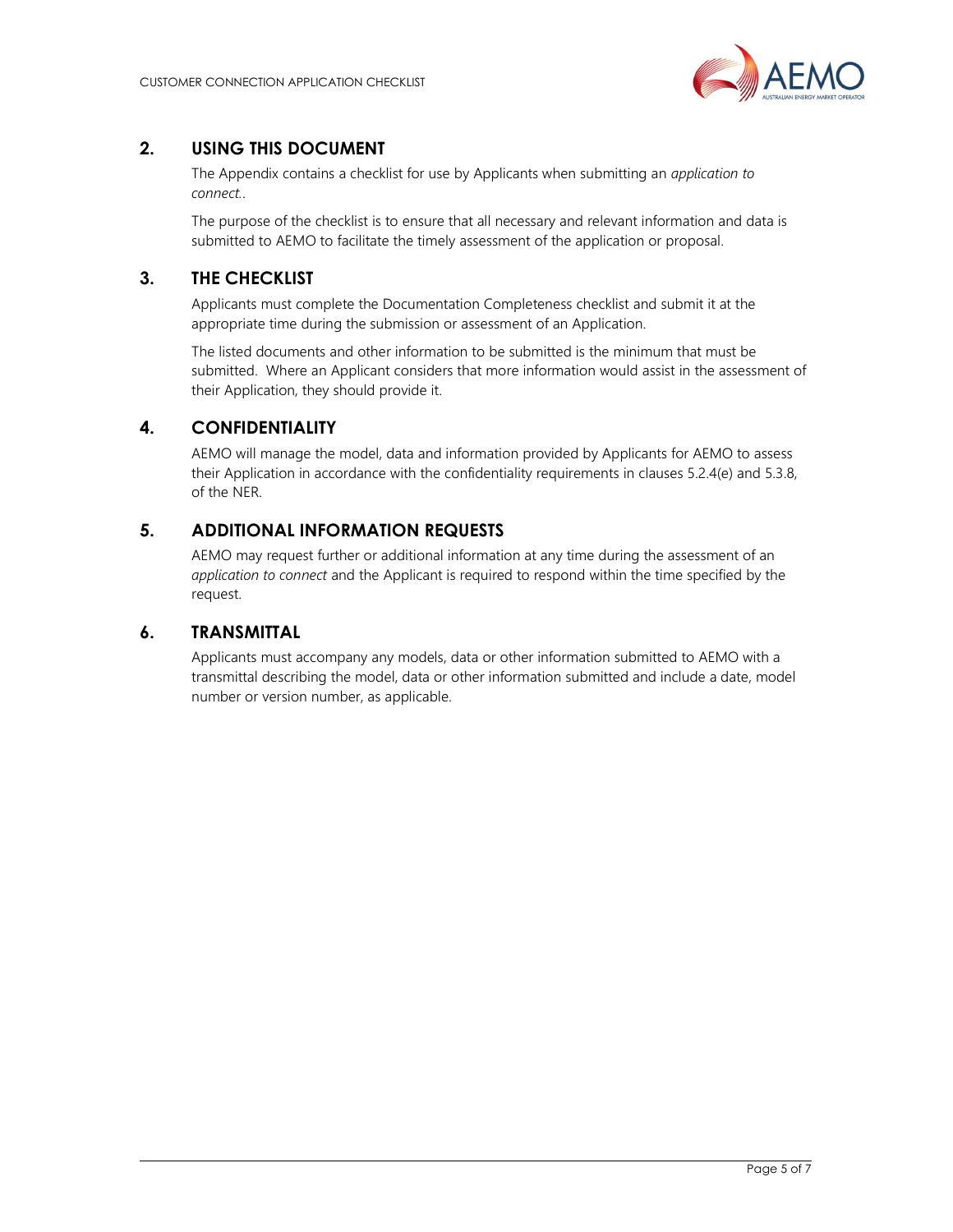## 2. USING THIS DOCUMENT

The Appendix contains a checklist for use by Applicants when submitting an *application to connect.*.

The purpose of the checklist is to ensure that all necessary and relevant information and data is submitted to AEMO to facilitate the timely assessment of the application or proposal.

## 3. THE CHECKLIST

Applicants must complete the Documentation Completeness checklist and submit it at the appropriate time during the submission or assessment of an Application.

The listed documents and other information to be submitted is the minimum that must be submitted. Where an Applicant considers that more information would assist in the assessment of their Application, they should provide it.

## 4. CONFIDENTIALITY

AEMO will manage the model, data and information provided by Applicants for AEMO to assess their Application in accordance with the confidentiality requirements in clauses 5.2.4(e) and 5.3.8, of the NER.

## 5. ADDITIONAL INFORMATION REQUESTS

AEMO may request further or additional information at any time during the assessment of an *application to connect* and the Applicant is required to respond within the time specified by the request.

## 6. TRANSMITTAL

Applicants must accompany any models, data or other information submitted to AEMO with a transmittal describing the model, data or other information submitted and include a date, model number or version number, as applicable.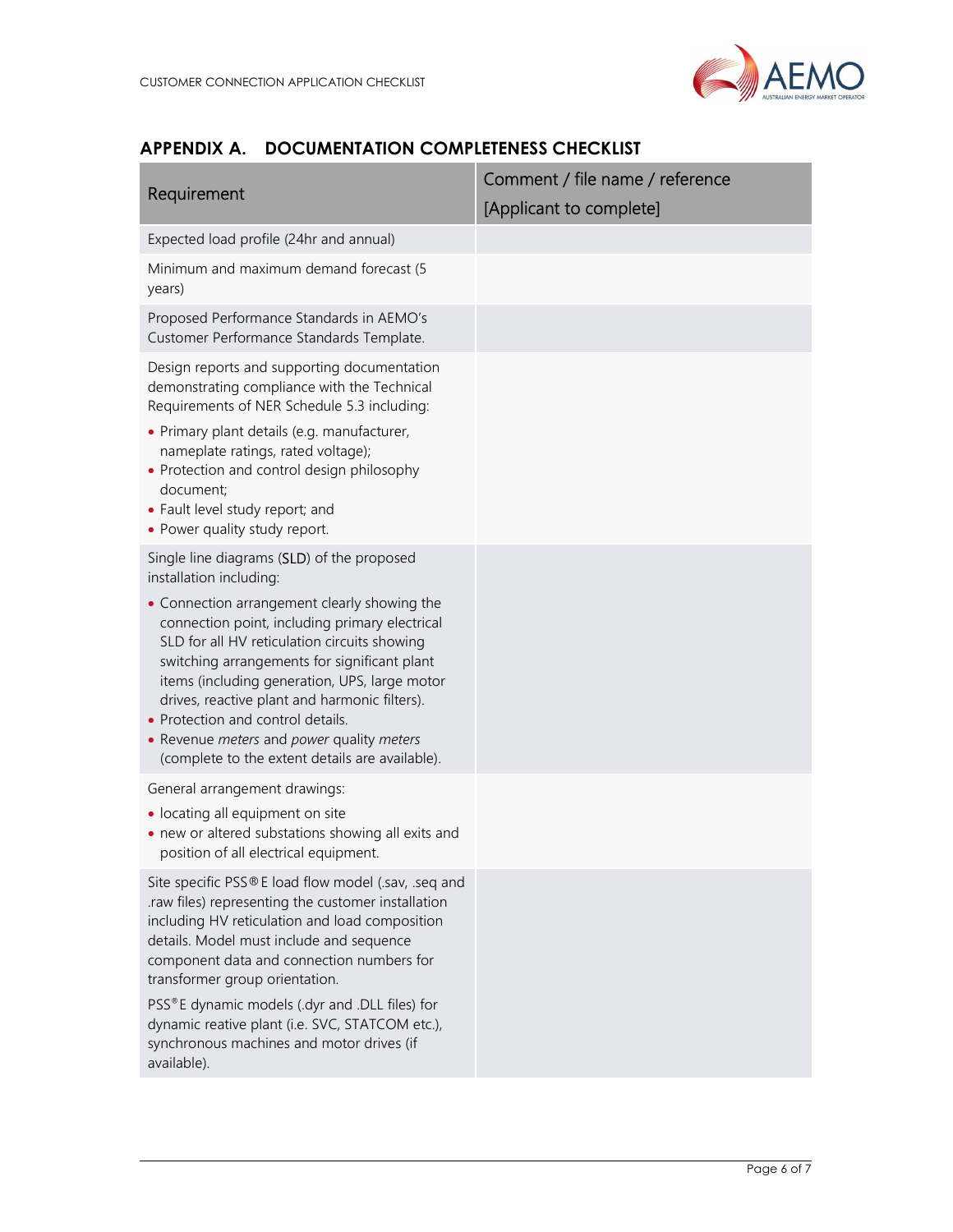## APPENDIX A. DOCUMENTATION COMPLETENESS CHECKLIST

| Requirement | Comment / file name / reference [Applicant to complete] |
|---|---|
| Expected load profile (24hr and annual) | |
| Minimum and maximum demand forecast (5 years) | |
| Proposed Performance Standards in AEMO's Customer Performance Standards Template. | |
| Design reports and supporting documentation demonstrating compliance with the Technical Requirements of NER Schedule 5.3 including:<br>• Primary plant details (e.g. manufacturer, nameplate ratings, rated voltage);<br>• Protection and control design philosophy document;<br>• Fault level study report; and<br>• Power quality study report. | |
| Single line diagrams (SLD) of the proposed installation including:<br>• Connection arrangement clearly showing the connection point, including primary electrical SLD for all HV reticulation circuits showing switching arrangements for significant plant items (including generation, UPS, large motor drives, reactive plant and harmonic filters).<br>• Protection and control details.<br>• Revenue *meters* and *power* quality *meters* (complete to the extent details are available). | |
| General arrangement drawings:<br>• locating all equipment on site<br>• new or altered substations showing all exits and position of all electrical equipment. | |
| Site specific PSS®E load flow model (.sav, .seq and .raw files) representing the customer installation including HV reticulation and load composition details. Model must include and sequence component data and connection numbers for transformer group orientation.<br>PSS®E dynamic models (.dyr and .DLL files) for dynamic reative plant (i.e. SVC, STATCOM etc.), synchronous machines and motor drives (if available). | |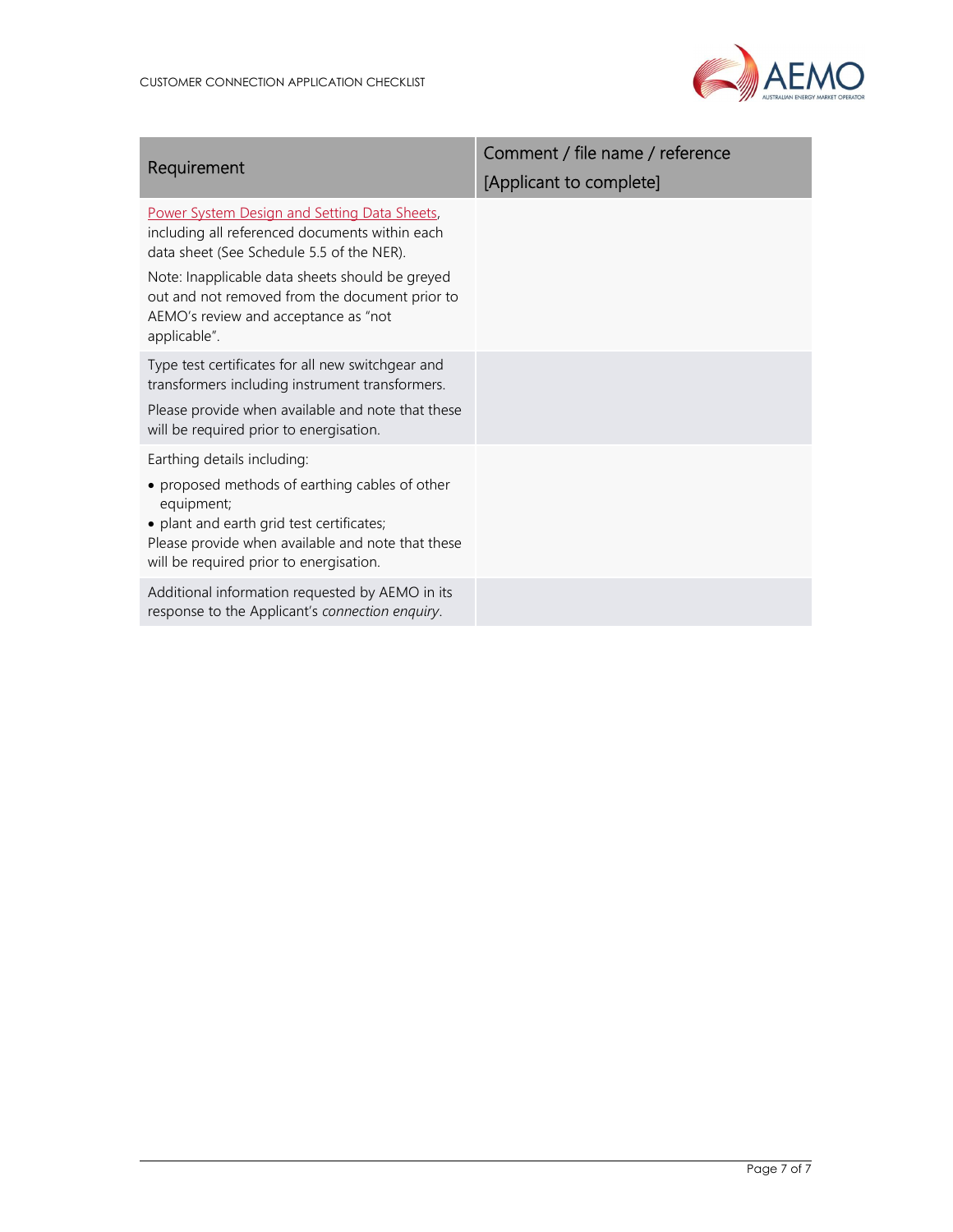| Requirement | Comment / file name / reference [Applicant to complete] |
|---|---|
| Power System Design and Setting Data Sheets, including all referenced documents within each data sheet (See Schedule 5.5 of the NER).<br><br>Note: Inapplicable data sheets should be greyed out and not removed from the document prior to AEMO's review and acceptance as "not applicable". | |
| Type test certificates for all new switchgear and transformers including instrument transformers.<br><br>Please provide when available and note that these will be required prior to energisation. | |
| Earthing details including:<br>• proposed methods of earthing cables of other equipment;<br>• plant and earth grid test certificates;<br>Please provide when available and note that these will be required prior to energisation. | |
| Additional information requested by AEMO in its response to the Applicant's *connection enquiry*. | |